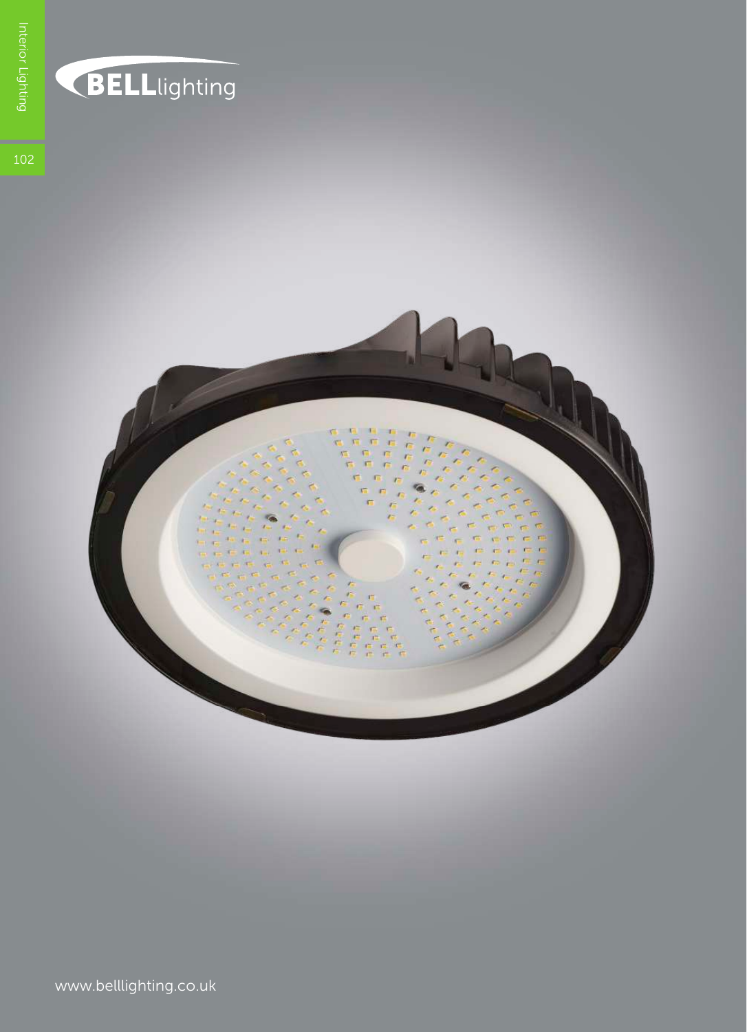BELLlighting

www.belllighting.co.uk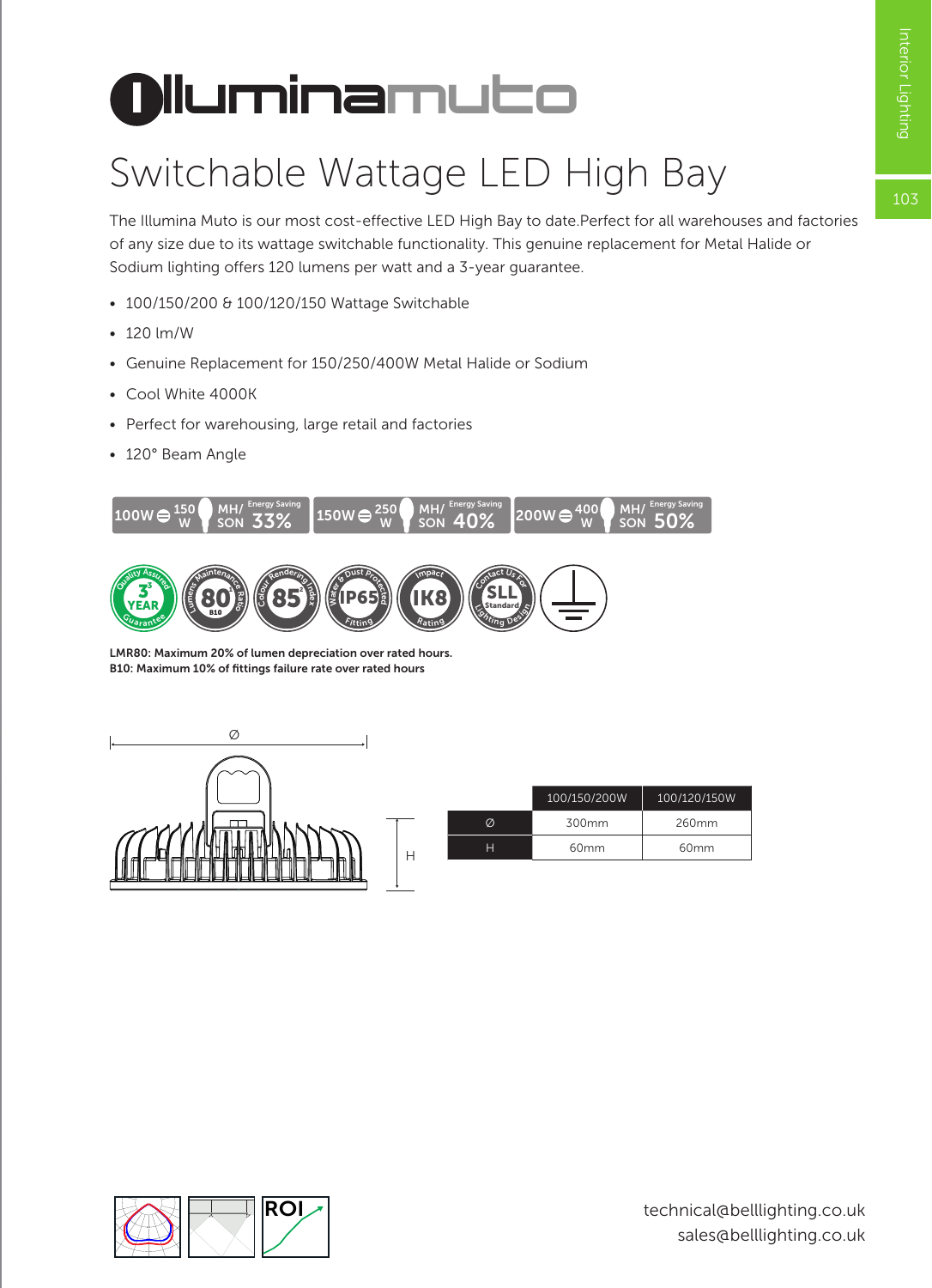# Illuminamuto

## Switchable Wattage LED High Bay

The Illumina Muto is our most cost-effective LED High Bay to date.Perfect for all warehouses and factories of any size due to its wattage switchable functionality. This genuine replacement for Metal Halide or Sodium lighting offers 120 lumens per watt and a 3-year guarantee.

- 100/150/200 & 100/120/150 Wattage Switchable
- 120 lm/W
- Genuine Replacement for 150/250/400W Metal Halide or Sodium
- Cool White 4000K
- Perfect for warehousing, large retail and factories
- 120° Beam Angle

100W = 150 W MH/SON Energy Saving 33% | 150W = 250 W MH/SON Energy Saving 40% | 200W = 400 W MH/SON Energy Saving 50%

Quality Assured 3 YEAR Guarantee | Lumens Maintenance Ratio 80 B10 | Colour Rendering Index 85 | Water & Dust Protected Fitting IP65 | Impact Rating IK8 | Contact Us For SLL Standard Lighting Design

**LMR80: Maximum 20% of lumen depreciation over rated hours.**
**B10: Maximum 10% of fittings failure rate over rated hours**

| | 100/150/200W | 100/120/150W |
|---|---|---|
| Ø | 300mm | 260mm |
| H | 60mm | 60mm |

ROI

technical@belllighting.co.uk
sales@belllighting.co.uk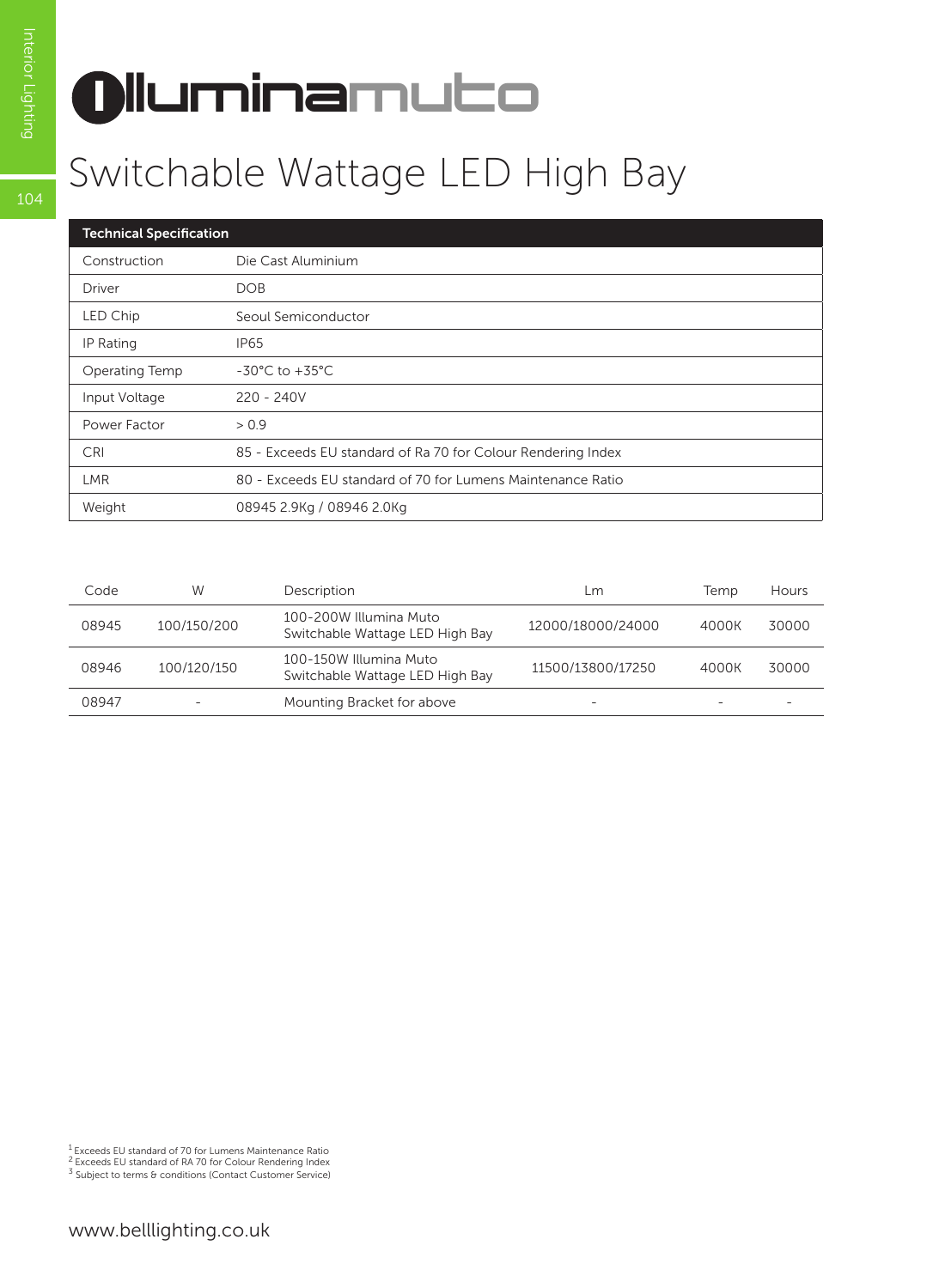# Illuminamuto

## Switchable Wattage LED High Bay

| Technical Specification | |
|---|---|
| Construction | Die Cast Aluminium |
| Driver | DOB |
| LED Chip | Seoul Semiconductor |
| IP Rating | IP65 |
| Operating Temp | -30°C to +35°C |
| Input Voltage | 220 - 240V |
| Power Factor | > 0.9 |
| CRI | 85 - Exceeds EU standard of Ra 70 for Colour Rendering Index |
| LMR | 80 - Exceeds EU standard of 70 for Lumens Maintenance Ratio |
| Weight | 08945 2.9Kg / 08946 2.0Kg |

| Code | W | Description | Lm | Temp | Hours |
|---|---|---|---|---|---|
| 08945 | 100/150/200 | 100-200W Illumina Muto Switchable Wattage LED High Bay | 12000/18000/24000 | 4000K | 30000 |
| 08946 | 100/120/150 | 100-150W Illumina Muto Switchable Wattage LED High Bay | 11500/13800/17250 | 4000K | 30000 |
| 08947 | - | Mounting Bracket for above | - | - | - |

[1] Exceeds EU standard of 70 for Lumens Maintenance Ratio
[2] Exceeds EU standard of RA 70 for Colour Rendering Index
[3] Subject to terms & conditions (Contact Customer Service)

www.belllighting.co.uk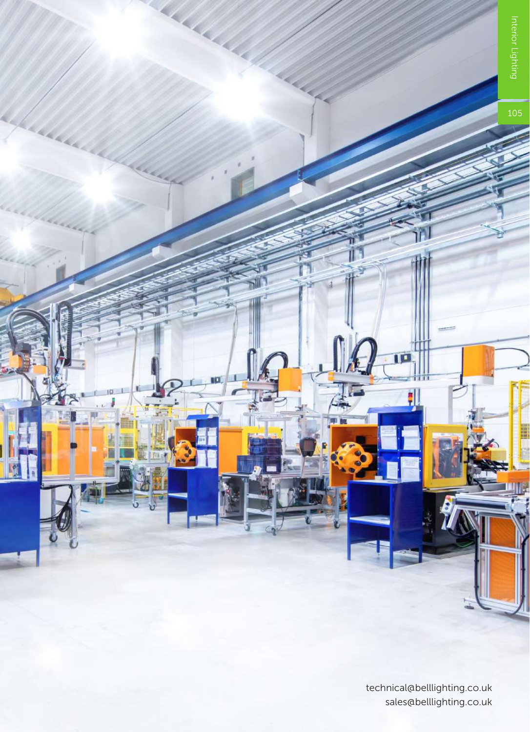technical@belllighting.co.uk
sales@belllighting.co.uk